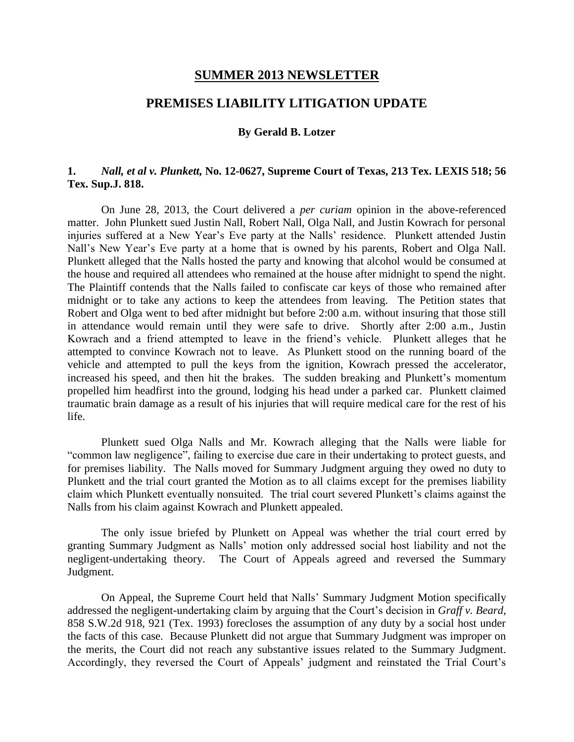# SUMMER 2013 NEWSLETTER

## PREMISES LIABILITY LITIGATION UPDATE

**By Gerald B. Lotzer**

### 1. *Nall, et al v. Plunkett,* No. 12-0627, Supreme Court of Texas, 213 Tex. LEXIS 518; 56 Tex. Sup.J. 818.

On June 28, 2013, the Court delivered a *per curiam* opinion in the above-referenced matter. John Plunkett sued Justin Nall, Robert Nall, Olga Nall, and Justin Kowrach for personal injuries suffered at a New Year's Eve party at the Nalls' residence. Plunkett attended Justin Nall's New Year's Eve party at a home that is owned by his parents, Robert and Olga Nall. Plunkett alleged that the Nalls hosted the party and knowing that alcohol would be consumed at the house and required all attendees who remained at the house after midnight to spend the night. The Plaintiff contends that the Nalls failed to confiscate car keys of those who remained after midnight or to take any actions to keep the attendees from leaving. The Petition states that Robert and Olga went to bed after midnight but before 2:00 a.m. without insuring that those still in attendance would remain until they were safe to drive. Shortly after 2:00 a.m., Justin Kowrach and a friend attempted to leave in the friend's vehicle. Plunkett alleges that he attempted to convince Kowrach not to leave. As Plunkett stood on the running board of the vehicle and attempted to pull the keys from the ignition, Kowrach pressed the accelerator, increased his speed, and then hit the brakes. The sudden breaking and Plunkett's momentum propelled him headfirst into the ground, lodging his head under a parked car. Plunkett claimed traumatic brain damage as a result of his injuries that will require medical care for the rest of his life.

Plunkett sued Olga Nalls and Mr. Kowrach alleging that the Nalls were liable for "common law negligence", failing to exercise due care in their undertaking to protect guests, and for premises liability. The Nalls moved for Summary Judgment arguing they owed no duty to Plunkett and the trial court granted the Motion as to all claims except for the premises liability claim which Plunkett eventually nonsuited. The trial court severed Plunkett's claims against the Nalls from his claim against Kowrach and Plunkett appealed.

The only issue briefed by Plunkett on Appeal was whether the trial court erred by granting Summary Judgment as Nalls' motion only addressed social host liability and not the negligent-undertaking theory. The Court of Appeals agreed and reversed the Summary Judgment.

On Appeal, the Supreme Court held that Nalls' Summary Judgment Motion specifically addressed the negligent-undertaking claim by arguing that the Court's decision in *Graff v. Beard*, 858 S.W.2d 918, 921 (Tex. 1993) forecloses the assumption of any duty by a social host under the facts of this case. Because Plunkett did not argue that Summary Judgment was improper on the merits, the Court did not reach any substantive issues related to the Summary Judgment. Accordingly, they reversed the Court of Appeals' judgment and reinstated the Trial Court's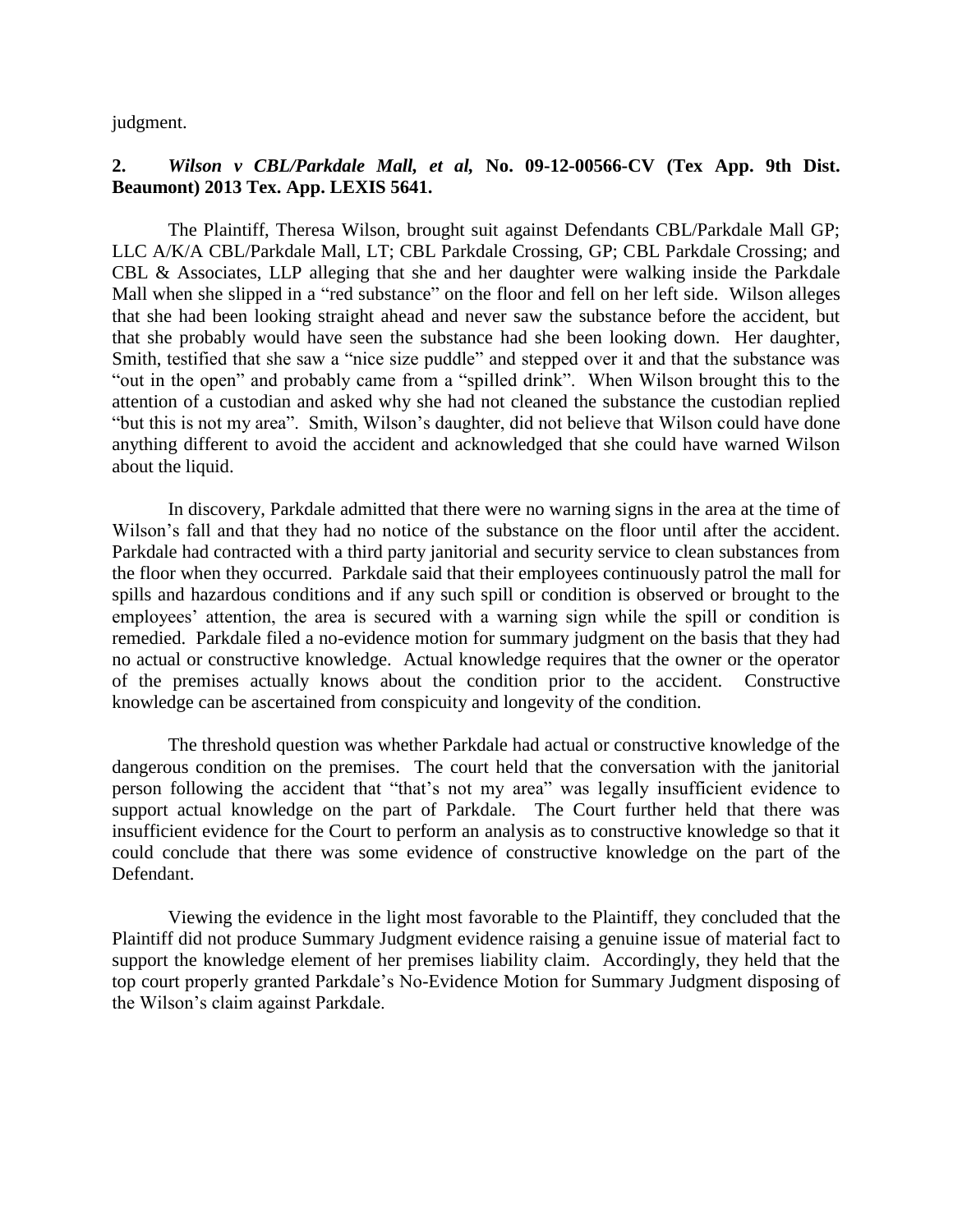judgment.

**2.** ***Wilson v CBL/Parkdale Mall, et al,*** **No. 09-12-00566-CV (Tex App. 9th Dist. Beaumont) 2013 Tex. App. LEXIS 5641.**

The Plaintiff, Theresa Wilson, brought suit against Defendants CBL/Parkdale Mall GP; LLC A/K/A CBL/Parkdale Mall, LT; CBL Parkdale Crossing, GP; CBL Parkdale Crossing; and CBL & Associates, LLP alleging that she and her daughter were walking inside the Parkdale Mall when she slipped in a "red substance" on the floor and fell on her left side. Wilson alleges that she had been looking straight ahead and never saw the substance before the accident, but that she probably would have seen the substance had she been looking down. Her daughter, Smith, testified that she saw a "nice size puddle" and stepped over it and that the substance was "out in the open" and probably came from a "spilled drink". When Wilson brought this to the attention of a custodian and asked why she had not cleaned the substance the custodian replied "but this is not my area". Smith, Wilson's daughter, did not believe that Wilson could have done anything different to avoid the accident and acknowledged that she could have warned Wilson about the liquid.

In discovery, Parkdale admitted that there were no warning signs in the area at the time of Wilson's fall and that they had no notice of the substance on the floor until after the accident. Parkdale had contracted with a third party janitorial and security service to clean substances from the floor when they occurred. Parkdale said that their employees continuously patrol the mall for spills and hazardous conditions and if any such spill or condition is observed or brought to the employees' attention, the area is secured with a warning sign while the spill or condition is remedied. Parkdale filed a no-evidence motion for summary judgment on the basis that they had no actual or constructive knowledge. Actual knowledge requires that the owner or the operator of the premises actually knows about the condition prior to the accident. Constructive knowledge can be ascertained from conspicuity and longevity of the condition.

The threshold question was whether Parkdale had actual or constructive knowledge of the dangerous condition on the premises. The court held that the conversation with the janitorial person following the accident that "that's not my area" was legally insufficient evidence to support actual knowledge on the part of Parkdale. The Court further held that there was insufficient evidence for the Court to perform an analysis as to constructive knowledge so that it could conclude that there was some evidence of constructive knowledge on the part of the Defendant.

Viewing the evidence in the light most favorable to the Plaintiff, they concluded that the Plaintiff did not produce Summary Judgment evidence raising a genuine issue of material fact to support the knowledge element of her premises liability claim. Accordingly, they held that the top court properly granted Parkdale's No-Evidence Motion for Summary Judgment disposing of the Wilson's claim against Parkdale.